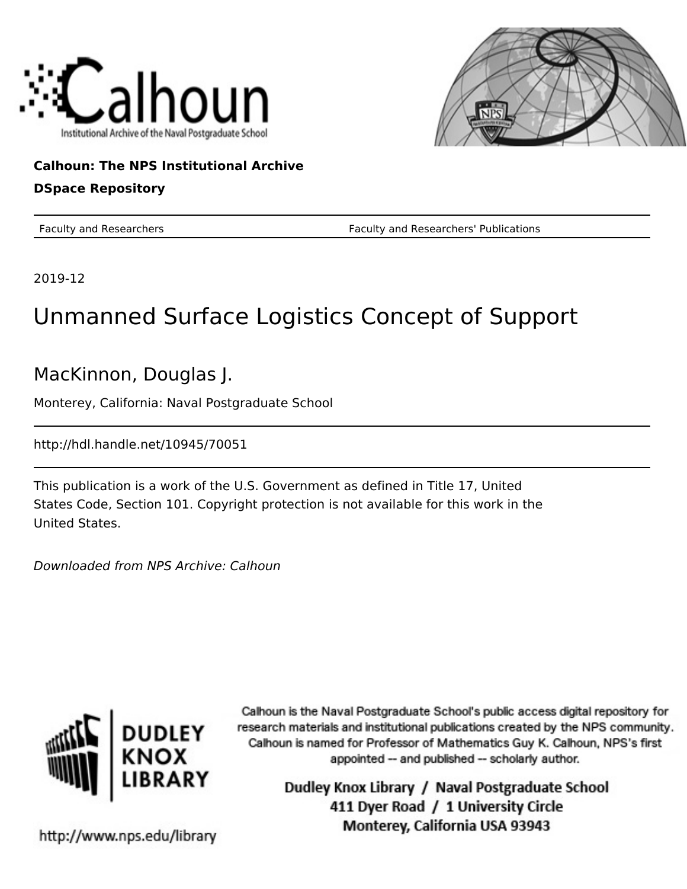**Calhoun: The NPS Institutional Archive**

**DSpace Repository**

| Faculty and Researchers | Faculty and Researchers' Publications |
| --- | --- |

2019-12

# Unmanned Surface Logistics Concept of Support

## MacKinnon, Douglas J.

Monterey, California: Naval Postgraduate School

http://hdl.handle.net/10945/70051

This publication is a work of the U.S. Government as defined in Title 17, United States Code, Section 101. Copyright protection is not available for this work in the United States.

*Downloaded from NPS Archive: Calhoun*

Calhoun is the Naval Postgraduate School's public access digital repository for research materials and institutional publications created by the NPS community. Calhoun is named for Professor of Mathematics Guy K. Calhoun, NPS's first appointed -- and published -- scholarly author.

**Dudley Knox Library / Naval Postgraduate School**
**411 Dyer Road / 1 University Circle**
**Monterey, California USA 93943**

http://www.nps.edu/library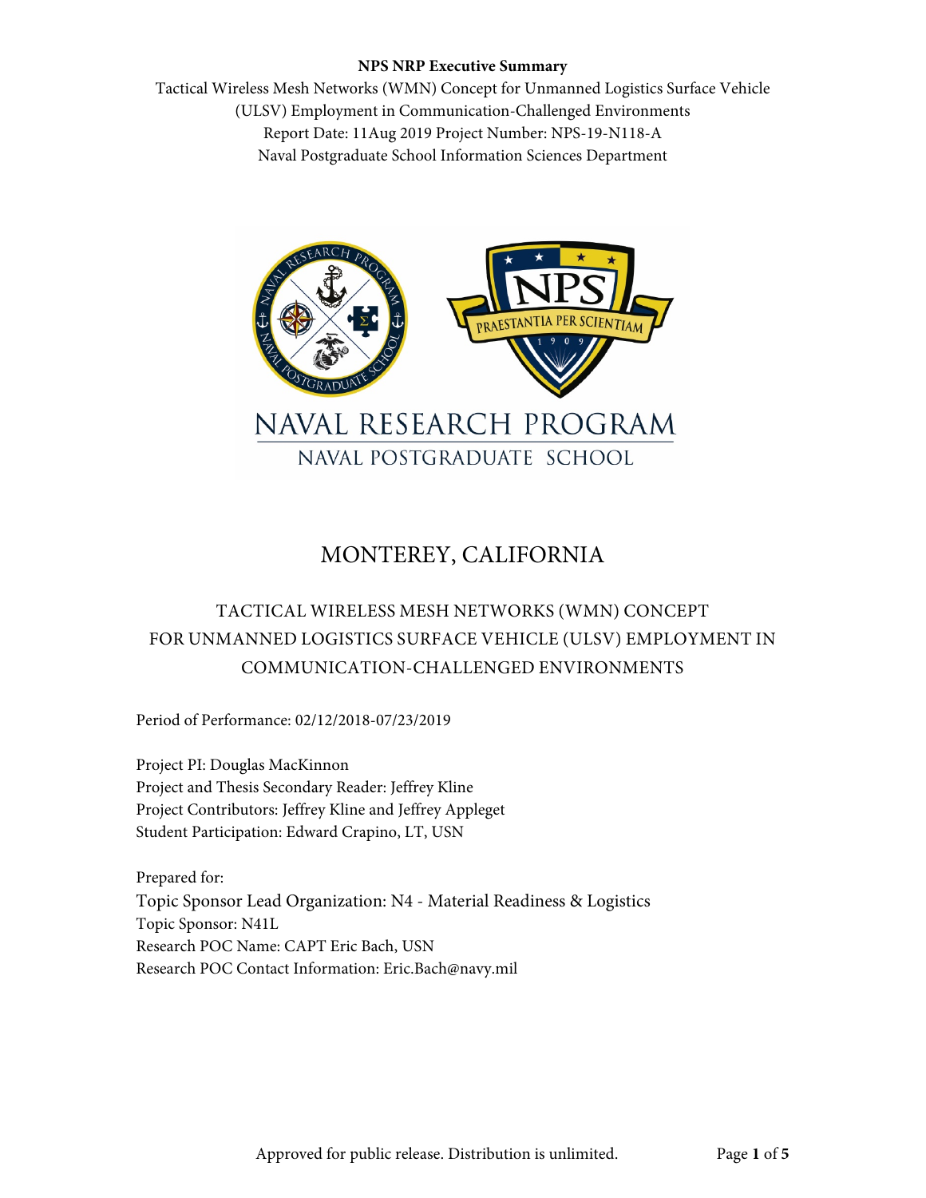**NPS NRP Executive Summary**

Tactical Wireless Mesh Networks (WMN) Concept for Unmanned Logistics Surface Vehicle (ULSV) Employment in Communication-Challenged Environments

Report Date: 11Aug 2019 Project Number: NPS-19-N118-A

Naval Postgraduate School Information Sciences Department

NAVAL RESEARCH PROGRAM

NAVAL POSTGRADUATE SCHOOL

# MONTEREY, CALIFORNIA

## TACTICAL WIRELESS MESH NETWORKS (WMN) CONCEPT FOR UNMANNED LOGISTICS SURFACE VEHICLE (ULSV) EMPLOYMENT IN COMMUNICATION-CHALLENGED ENVIRONMENTS

Period of Performance: 02/12/2018-07/23/2019

Project PI: Douglas MacKinnon
Project and Thesis Secondary Reader: Jeffrey Kline
Project Contributors: Jeffrey Kline and Jeffrey Appleget
Student Participation: Edward Crapino, LT, USN

Prepared for:
Topic Sponsor Lead Organization: N4 - Material Readiness & Logistics
Topic Sponsor: N41L
Research POC Name: CAPT Eric Bach, USN
Research POC Contact Information: Eric.Bach@navy.mil

Approved for public release. Distribution is unlimited.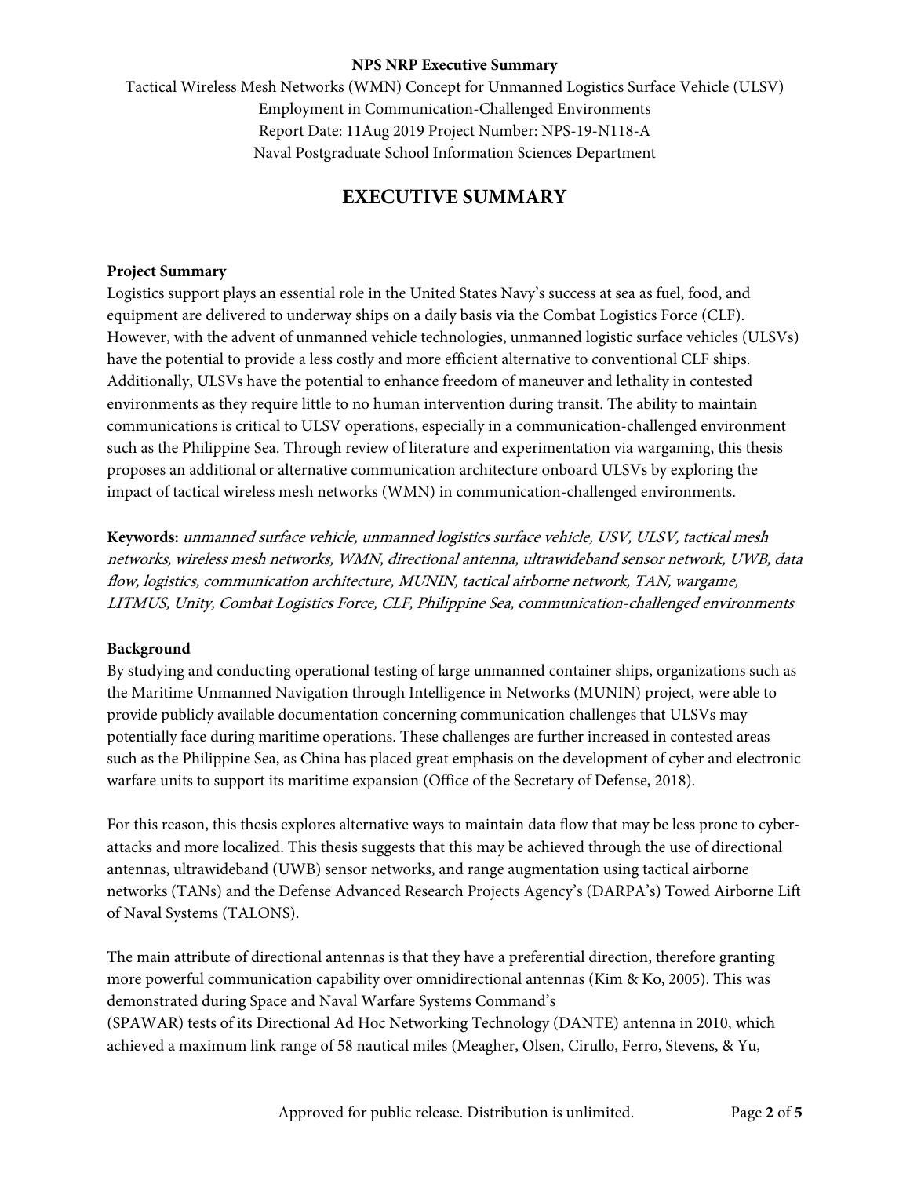**NPS NRP Executive Summary**

Tactical Wireless Mesh Networks (WMN) Concept for Unmanned Logistics Surface Vehicle (ULSV) Employment in Communication-Challenged Environments
Report Date: 11Aug 2019 Project Number: NPS-19-N118-A
Naval Postgraduate School Information Sciences Department

# EXECUTIVE SUMMARY

**Project Summary**

Logistics support plays an essential role in the United States Navy's success at sea as fuel, food, and equipment are delivered to underway ships on a daily basis via the Combat Logistics Force (CLF). However, with the advent of unmanned vehicle technologies, unmanned logistic surface vehicles (ULSVs) have the potential to provide a less costly and more efficient alternative to conventional CLF ships. Additionally, ULSVs have the potential to enhance freedom of maneuver and lethality in contested environments as they require little to no human intervention during transit. The ability to maintain communications is critical to ULSV operations, especially in a communication-challenged environment such as the Philippine Sea. Through review of literature and experimentation via wargaming, this thesis proposes an additional or alternative communication architecture onboard ULSVs by exploring the impact of tactical wireless mesh networks (WMN) in communication-challenged environments.

**Keywords:** *unmanned surface vehicle, unmanned logistics surface vehicle, USV, ULSV, tactical mesh networks, wireless mesh networks, WMN, directional antenna, ultrawideband sensor network, UWB, data flow, logistics, communication architecture, MUNIN, tactical airborne network, TAN, wargame, LITMUS, Unity, Combat Logistics Force, CLF, Philippine Sea, communication-challenged environments*

**Background**

By studying and conducting operational testing of large unmanned container ships, organizations such as the Maritime Unmanned Navigation through Intelligence in Networks (MUNIN) project, were able to provide publicly available documentation concerning communication challenges that ULSVs may potentially face during maritime operations. These challenges are further increased in contested areas such as the Philippine Sea, as China has placed great emphasis on the development of cyber and electronic warfare units to support its maritime expansion (Office of the Secretary of Defense, 2018).

For this reason, this thesis explores alternative ways to maintain data flow that may be less prone to cyber-attacks and more localized. This thesis suggests that this may be achieved through the use of directional antennas, ultrawideband (UWB) sensor networks, and range augmentation using tactical airborne networks (TANs) and the Defense Advanced Research Projects Agency's (DARPA's) Towed Airborne Lift of Naval Systems (TALONS).

The main attribute of directional antennas is that they have a preferential direction, therefore granting more powerful communication capability over omnidirectional antennas (Kim & Ko, 2005). This was demonstrated during Space and Naval Warfare Systems Command's (SPAWAR) tests of its Directional Ad Hoc Networking Technology (DANTE) antenna in 2010, which achieved a maximum link range of 58 nautical miles (Meagher, Olsen, Cirullo, Ferro, Stevens, & Yu,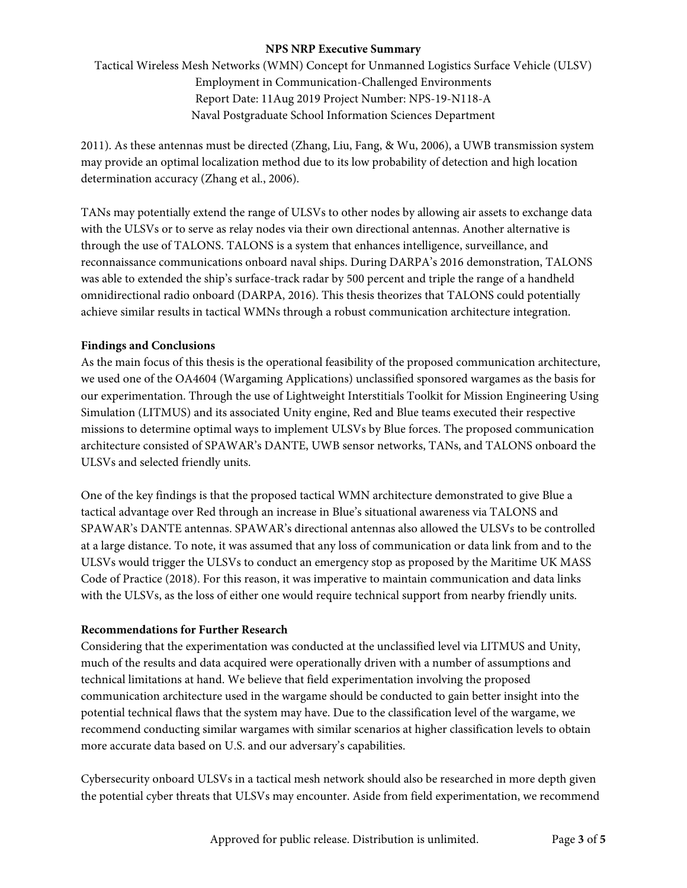2011). As these antennas must be directed (Zhang, Liu, Fang, & Wu, 2006), a UWB transmission system may provide an optimal localization method due to its low probability of detection and high location determination accuracy (Zhang et al., 2006).

TANs may potentially extend the range of ULSVs to other nodes by allowing air assets to exchange data with the ULSVs or to serve as relay nodes via their own directional antennas. Another alternative is through the use of TALONS. TALONS is a system that enhances intelligence, surveillance, and reconnaissance communications onboard naval ships. During DARPA's 2016 demonstration, TALONS was able to extended the ship's surface-track radar by 500 percent and triple the range of a handheld omnidirectional radio onboard (DARPA, 2016). This thesis theorizes that TALONS could potentially achieve similar results in tactical WMNs through a robust communication architecture integration.

**Findings and Conclusions**

As the main focus of this thesis is the operational feasibility of the proposed communication architecture, we used one of the OA4604 (Wargaming Applications) unclassified sponsored wargames as the basis for our experimentation. Through the use of Lightweight Interstitials Toolkit for Mission Engineering Using Simulation (LITMUS) and its associated Unity engine, Red and Blue teams executed their respective missions to determine optimal ways to implement ULSVs by Blue forces. The proposed communication architecture consisted of SPAWAR's DANTE, UWB sensor networks, TANs, and TALONS onboard the ULSVs and selected friendly units.

One of the key findings is that the proposed tactical WMN architecture demonstrated to give Blue a tactical advantage over Red through an increase in Blue's situational awareness via TALONS and SPAWAR's DANTE antennas. SPAWAR's directional antennas also allowed the ULSVs to be controlled at a large distance. To note, it was assumed that any loss of communication or data link from and to the ULSVs would trigger the ULSVs to conduct an emergency stop as proposed by the Maritime UK MASS Code of Practice (2018). For this reason, it was imperative to maintain communication and data links with the ULSVs, as the loss of either one would require technical support from nearby friendly units.

**Recommendations for Further Research**

Considering that the experimentation was conducted at the unclassified level via LITMUS and Unity, much of the results and data acquired were operationally driven with a number of assumptions and technical limitations at hand. We believe that field experimentation involving the proposed communication architecture used in the wargame should be conducted to gain better insight into the potential technical flaws that the system may have. Due to the classification level of the wargame, we recommend conducting similar wargames with similar scenarios at higher classification levels to obtain more accurate data based on U.S. and our adversary's capabilities.

Cybersecurity onboard ULSVs in a tactical mesh network should also be researched in more depth given the potential cyber threats that ULSVs may encounter. Aside from field experimentation, we recommend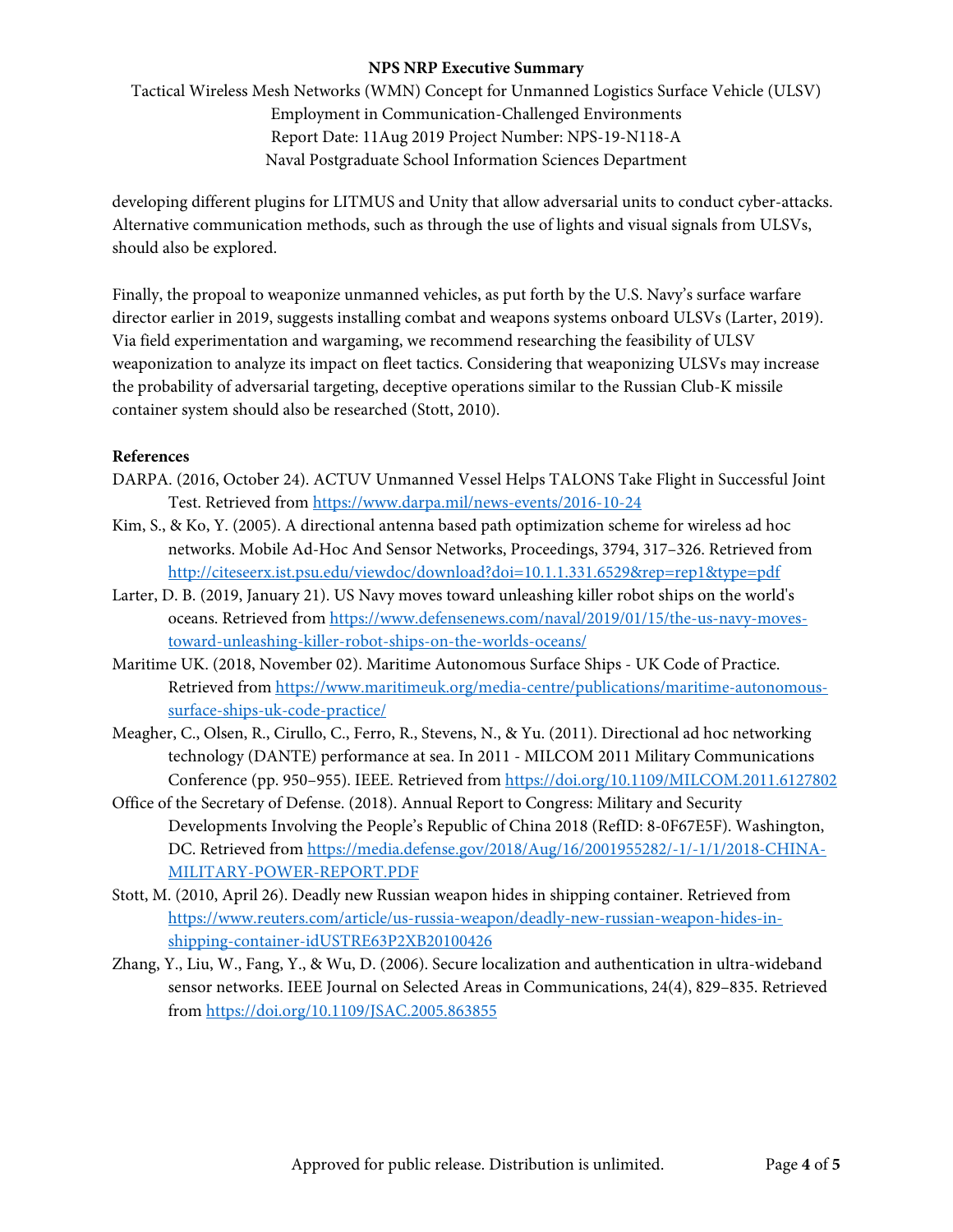developing different plugins for LITMUS and Unity that allow adversarial units to conduct cyber-attacks. Alternative communication methods, such as through the use of lights and visual signals from ULSVs, should also be explored.

Finally, the propoal to weaponize unmanned vehicles, as put forth by the U.S. Navy's surface warfare director earlier in 2019, suggests installing combat and weapons systems onboard ULSVs (Larter, 2019). Via field experimentation and wargaming, we recommend researching the feasibility of ULSV weaponization to analyze its impact on fleet tactics. Considering that weaponizing ULSVs may increase the probability of adversarial targeting, deceptive operations similar to the Russian Club-K missile container system should also be researched (Stott, 2010).

**References**

DARPA. (2016, October 24). ACTUV Unmanned Vessel Helps TALONS Take Flight in Successful Joint Test. Retrieved from https://www.darpa.mil/news-events/2016-10-24

Kim, S., & Ko, Y. (2005). A directional antenna based path optimization scheme for wireless ad hoc networks. Mobile Ad-Hoc And Sensor Networks, Proceedings, 3794, 317–326. Retrieved from http://citeseerx.ist.psu.edu/viewdoc/download?doi=10.1.1.331.6529&rep=rep1&type=pdf

Larter, D. B. (2019, January 21). US Navy moves toward unleashing killer robot ships on the world's oceans. Retrieved from https://www.defensenews.com/naval/2019/01/15/the-us-navy-moves-toward-unleashing-killer-robot-ships-on-the-worlds-oceans/

Maritime UK. (2018, November 02). Maritime Autonomous Surface Ships - UK Code of Practice. Retrieved from https://www.maritimeuk.org/media-centre/publications/maritime-autonomous-surface-ships-uk-code-practice/

Meagher, C., Olsen, R., Cirullo, C., Ferro, R., Stevens, N., & Yu. (2011). Directional ad hoc networking technology (DANTE) performance at sea. In 2011 - MILCOM 2011 Military Communications Conference (pp. 950–955). IEEE. Retrieved from https://doi.org/10.1109/MILCOM.2011.6127802

Office of the Secretary of Defense. (2018). Annual Report to Congress: Military and Security Developments Involving the People's Republic of China 2018 (RefID: 8-0F67E5F). Washington, DC. Retrieved from https://media.defense.gov/2018/Aug/16/2001955282/-1/-1/1/2018-CHINA-MILITARY-POWER-REPORT.PDF

Stott, M. (2010, April 26). Deadly new Russian weapon hides in shipping container. Retrieved from https://www.reuters.com/article/us-russia-weapon/deadly-new-russian-weapon-hides-in-shipping-container-idUSTRE63P2XB20100426

Zhang, Y., Liu, W., Fang, Y., & Wu, D. (2006). Secure localization and authentication in ultra-wideband sensor networks. IEEE Journal on Selected Areas in Communications, 24(4), 829–835. Retrieved from https://doi.org/10.1109/JSAC.2005.863855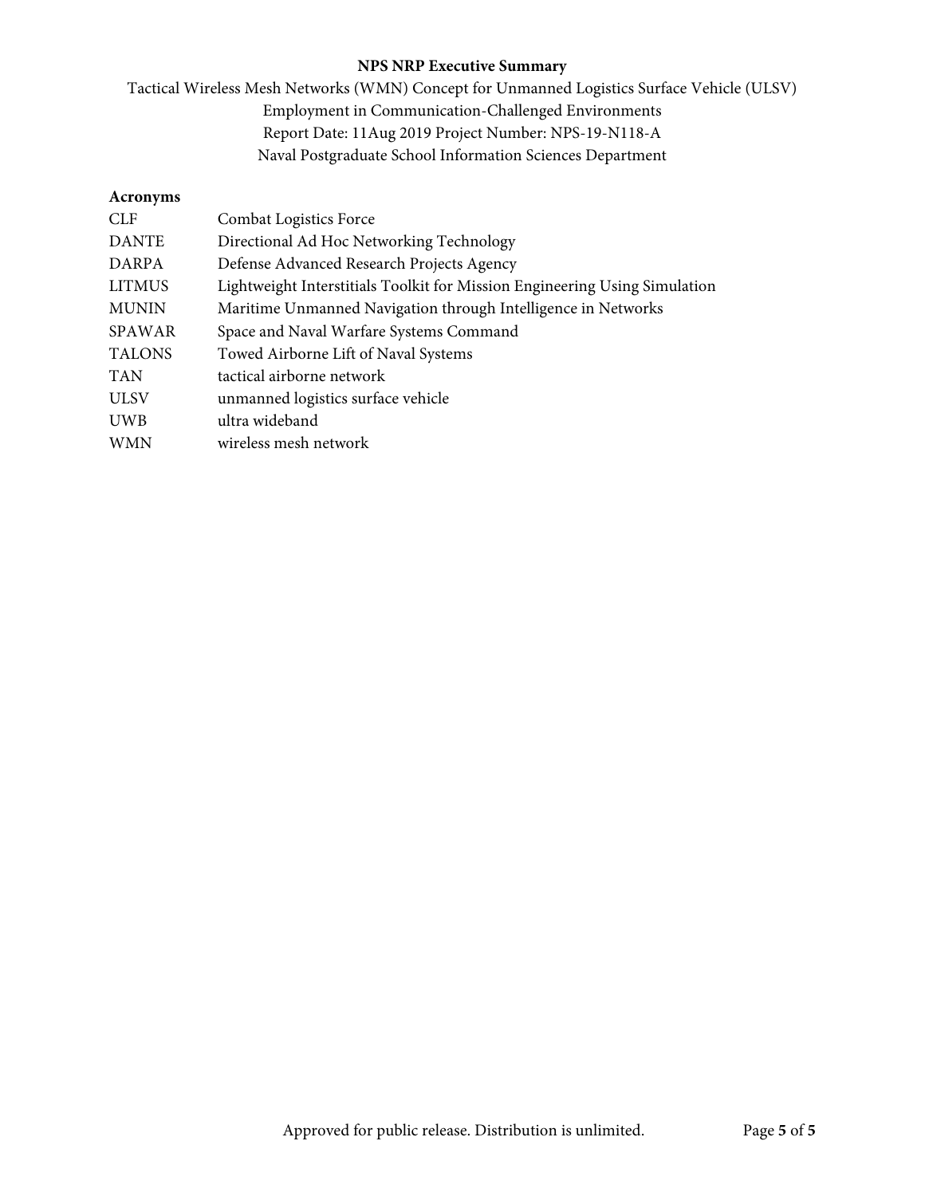## Acronyms

| | |
|---|---|
| CLF | Combat Logistics Force |
| DANTE | Directional Ad Hoc Networking Technology |
| DARPA | Defense Advanced Research Projects Agency |
| LITMUS | Lightweight Interstitials Toolkit for Mission Engineering Using Simulation |
| MUNIN | Maritime Unmanned Navigation through Intelligence in Networks |
| SPAWAR | Space and Naval Warfare Systems Command |
| TALONS | Towed Airborne Lift of Naval Systems |
| TAN | tactical airborne network |
| ULSV | unmanned logistics surface vehicle |
| UWB | ultra wideband |
| WMN | wireless mesh network |